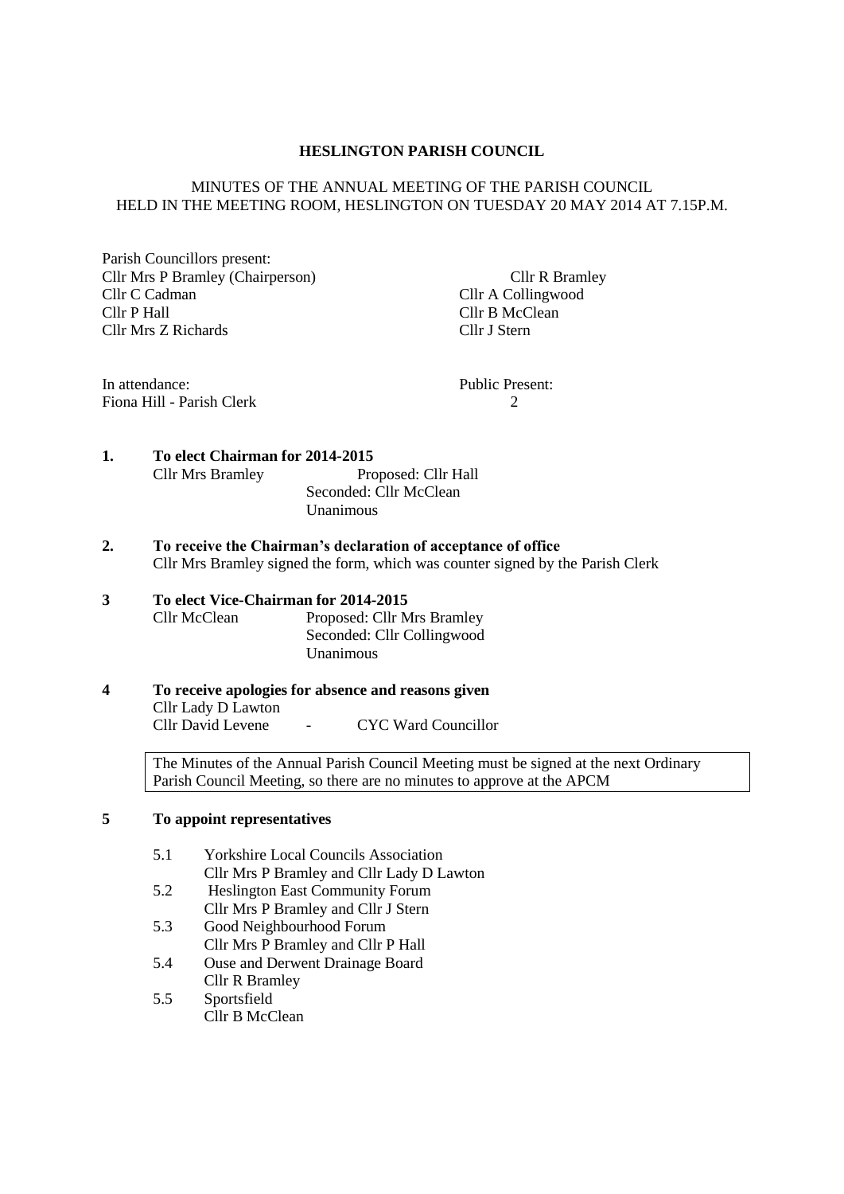**HESLINGTON PARISH COUNCIL**

MINUTES OF THE ANNUAL MEETING OF THE PARISH COUNCIL
HELD IN THE MEETING ROOM, HESLINGTON ON TUESDAY 20 MAY 2014 AT 7.15P.M.

Parish Councillors present:

Cllr Mrs P Bramley (Chairperson)
Cllr R Bramley
Cllr C Cadman
Cllr A Collingwood
Cllr P Hall
Cllr B McClean
Cllr Mrs Z Richards
Cllr J Stern

In attendance:
Fiona Hill - Parish Clerk

Public Present:
2

**1. To elect Chairman for 2014-2015**

Cllr Mrs Bramley
Proposed: Cllr Hall
Seconded: Cllr McClean
Unanimous

**2. To receive the Chairman's declaration of acceptance of office**

Cllr Mrs Bramley signed the form, which was counter signed by the Parish Clerk

**3 To elect Vice-Chairman for 2014-2015**

Cllr McClean
Proposed: Cllr Mrs Bramley
Seconded: Cllr Collingwood
Unanimous

**4 To receive apologies for absence and reasons given**

Cllr Lady D Lawton
Cllr David Levene - CYC Ward Councillor

> The Minutes of the Annual Parish Council Meeting must be signed at the next Ordinary Parish Council Meeting, so there are no minutes to approve at the APCM

**5 To appoint representatives**

5.1 Yorkshire Local Councils Association
Cllr Mrs P Bramley and Cllr Lady D Lawton

5.2 Heslington East Community Forum
Cllr Mrs P Bramley and Cllr J Stern

5.3 Good Neighbourhood Forum
Cllr Mrs P Bramley and Cllr P Hall

5.4 Ouse and Derwent Drainage Board
Cllr R Bramley

5.5 Sportsfield
Cllr B McClean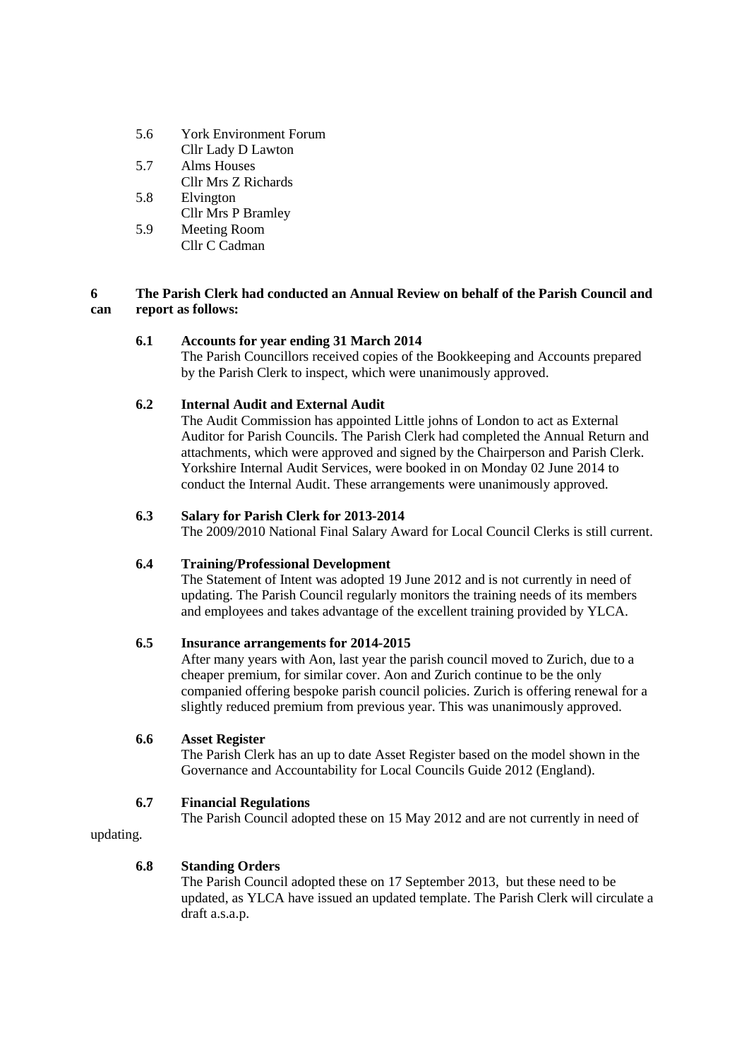5.6 York Environment Forum
Cllr Lady D Lawton

5.7 Alms Houses
Cllr Mrs Z Richards

5.8 Elvington
Cllr Mrs P Bramley

5.9 Meeting Room
Cllr C Cadman

**6 The Parish Clerk had conducted an Annual Review on behalf of the Parish Council and can report as follows:**

**6.1 Accounts for year ending 31 March 2014**

The Parish Councillors received copies of the Bookkeeping and Accounts prepared by the Parish Clerk to inspect, which were unanimously approved.

**6.2 Internal Audit and External Audit**

The Audit Commission has appointed Little johns of London to act as External Auditor for Parish Councils. The Parish Clerk had completed the Annual Return and attachments, which were approved and signed by the Chairperson and Parish Clerk. Yorkshire Internal Audit Services, were booked in on Monday 02 June 2014 to conduct the Internal Audit. These arrangements were unanimously approved.

**6.3 Salary for Parish Clerk for 2013-2014**

The 2009/2010 National Final Salary Award for Local Council Clerks is still current.

**6.4 Training/Professional Development**

The Statement of Intent was adopted 19 June 2012 and is not currently in need of updating. The Parish Council regularly monitors the training needs of its members and employees and takes advantage of the excellent training provided by YLCA.

**6.5 Insurance arrangements for 2014-2015**

After many years with Aon, last year the parish council moved to Zurich, due to a cheaper premium, for similar cover. Aon and Zurich continue to be the only companied offering bespoke parish council policies. Zurich is offering renewal for a slightly reduced premium from previous year. This was unanimously approved.

**6.6 Asset Register**

The Parish Clerk has an up to date Asset Register based on the model shown in the Governance and Accountability for Local Councils Guide 2012 (England).

**6.7 Financial Regulations**

The Parish Council adopted these on 15 May 2012 and are not currently in need of updating.

**6.8 Standing Orders**

The Parish Council adopted these on 17 September 2013, but these need to be updated, as YLCA have issued an updated template. The Parish Clerk will circulate a draft a.s.a.p.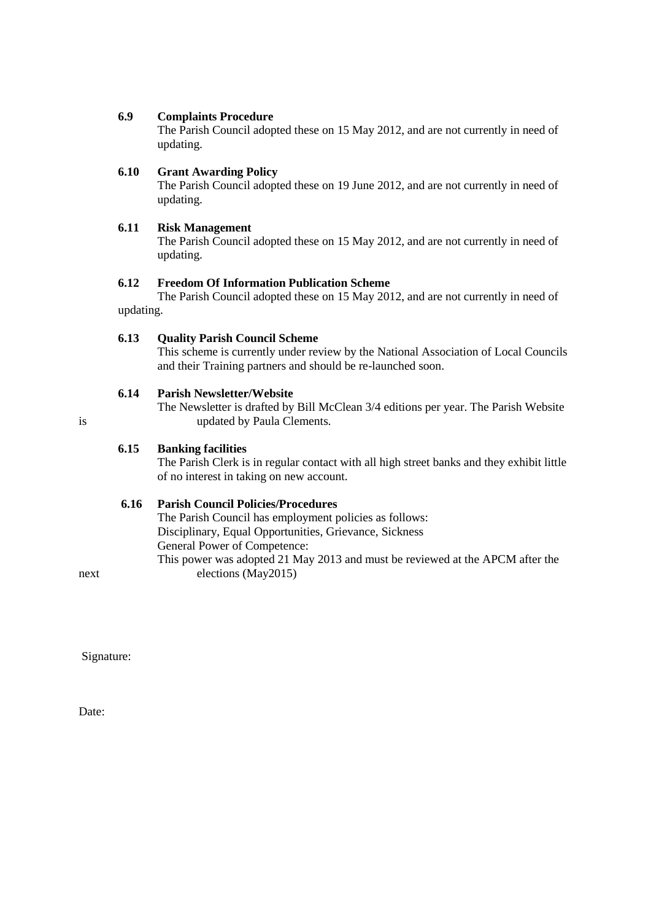**6.9 Complaints Procedure**

The Parish Council adopted these on 15 May 2012, and are not currently in need of updating.

**6.10 Grant Awarding Policy**

The Parish Council adopted these on 19 June 2012, and are not currently in need of updating.

**6.11 Risk Management**

The Parish Council adopted these on 15 May 2012, and are not currently in need of updating.

**6.12 Freedom Of Information Publication Scheme**

The Parish Council adopted these on 15 May 2012, and are not currently in need of updating.

**6.13 Quality Parish Council Scheme**

This scheme is currently under review by the National Association of Local Councils and their Training partners and should be re-launched soon.

**6.14 Parish Newsletter/Website**

The Newsletter is drafted by Bill McClean 3/4 editions per year. The Parish Website is updated by Paula Clements.

**6.15 Banking facilities**

The Parish Clerk is in regular contact with all high street banks and they exhibit little of no interest in taking on new account.

**6.16 Parish Council Policies/Procedures**

The Parish Council has employment policies as follows:
Disciplinary, Equal Opportunities, Grievance, Sickness
General Power of Competence:
This power was adopted 21 May 2013 and must be reviewed at the APCM after the next elections (May2015)

Signature:

Date: